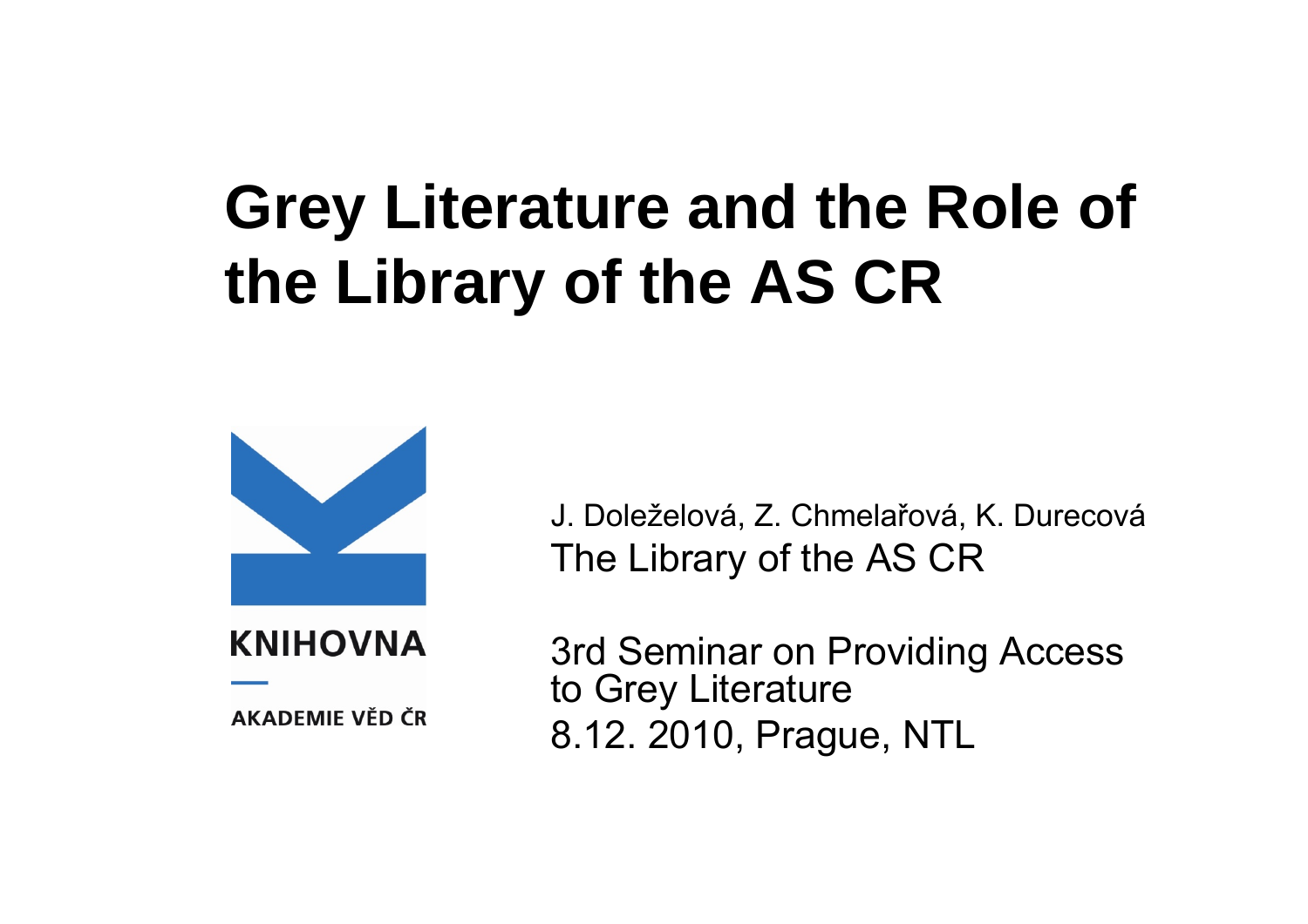# Grey Literature and the Role of the Library of the AS CR

KNIHOVNA

AKADEMIE VĚD ČR

J. Doleželová, Z. Chmelařová, K. Durecová

The Library of the AS CR

3rd Seminar on Providing Access to Grey Literature

8.12. 2010, Prague, NTL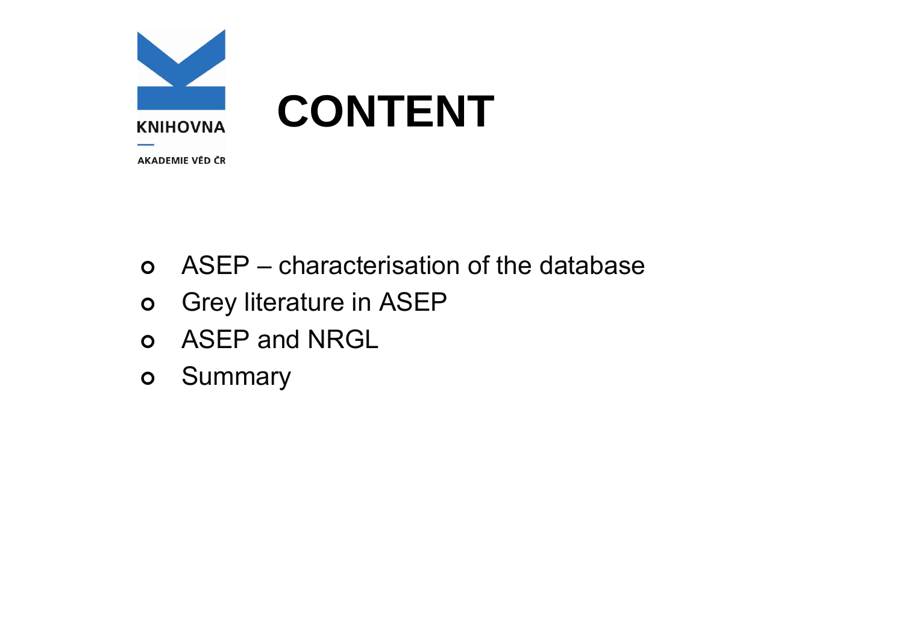KNIHOVNA

AKADEMIE VĚD ČR

# CONTENT

- ASEP – characterisation of the database
- Grey literature in ASEP
- ASEP and NRGL
- Summary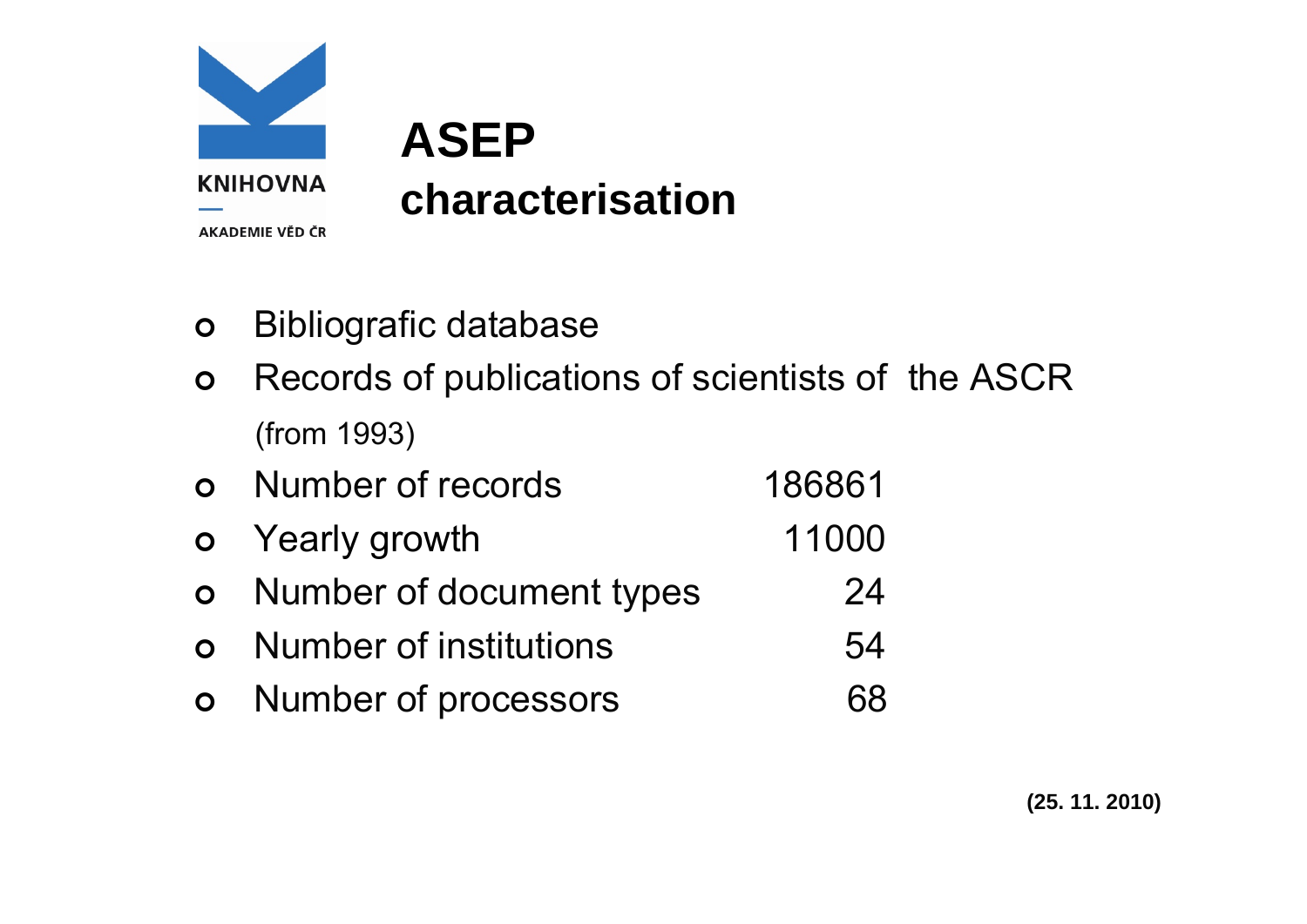KNIHOVNA

AKADEMIE VĚD ČR

# ASEP
## characterisation

- Bibliografic database
- Records of publications of scientists of the ASCR (from 1993)
- Number of records 186861
- Yearly growth 11000
- Number of document types 24
- Number of institutions 54
- Number of processors 68

**(25. 11. 2010)**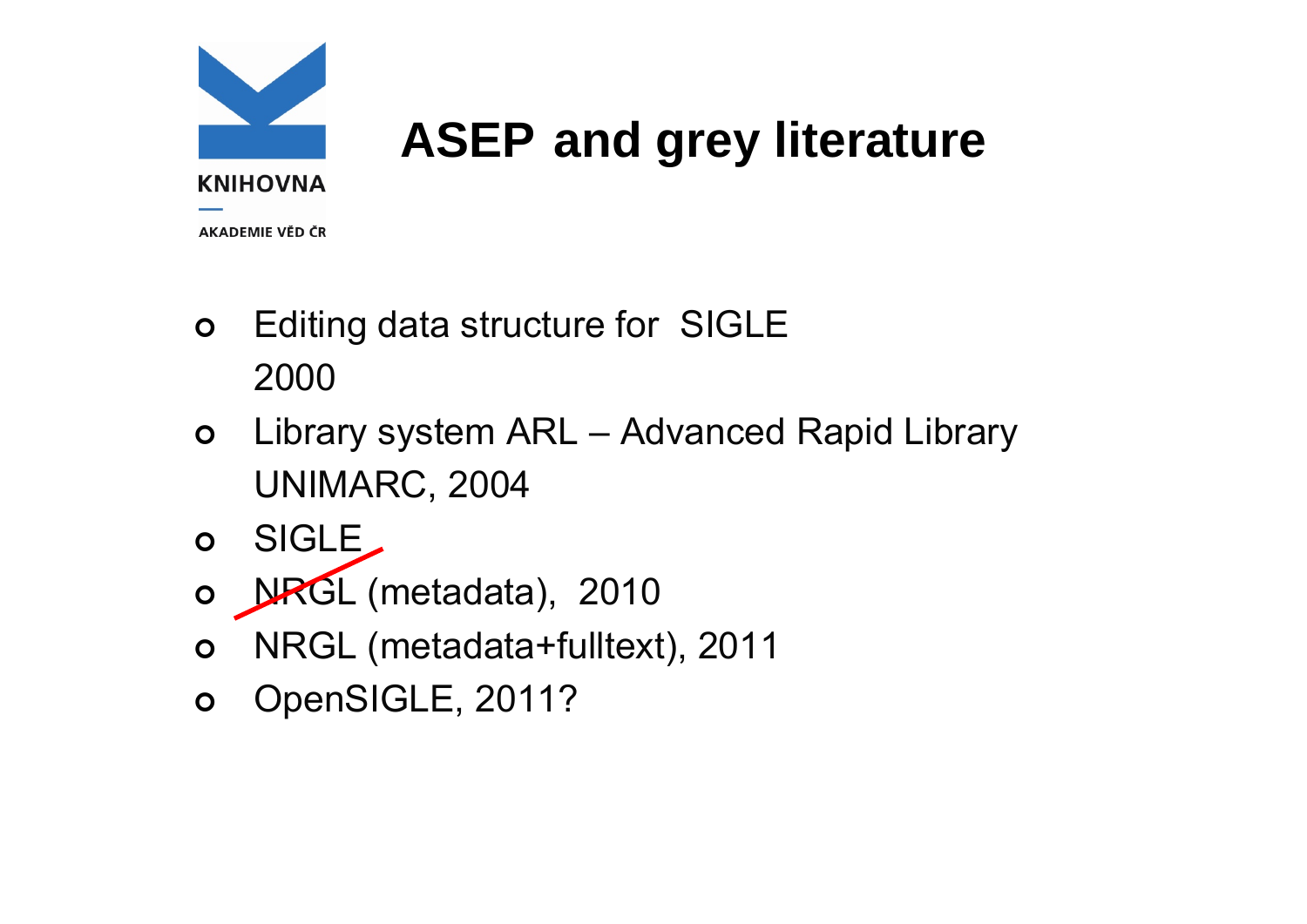# ASEP and grey literature

- Editing data structure for SIGLE
  2000
- Library system ARL – Advanced Rapid Library
  UNIMARC, 2004
- SIGLE
- NRGL (metadata), 2010
- NRGL (metadata+fulltext), 2011
- OpenSIGLE, 2011?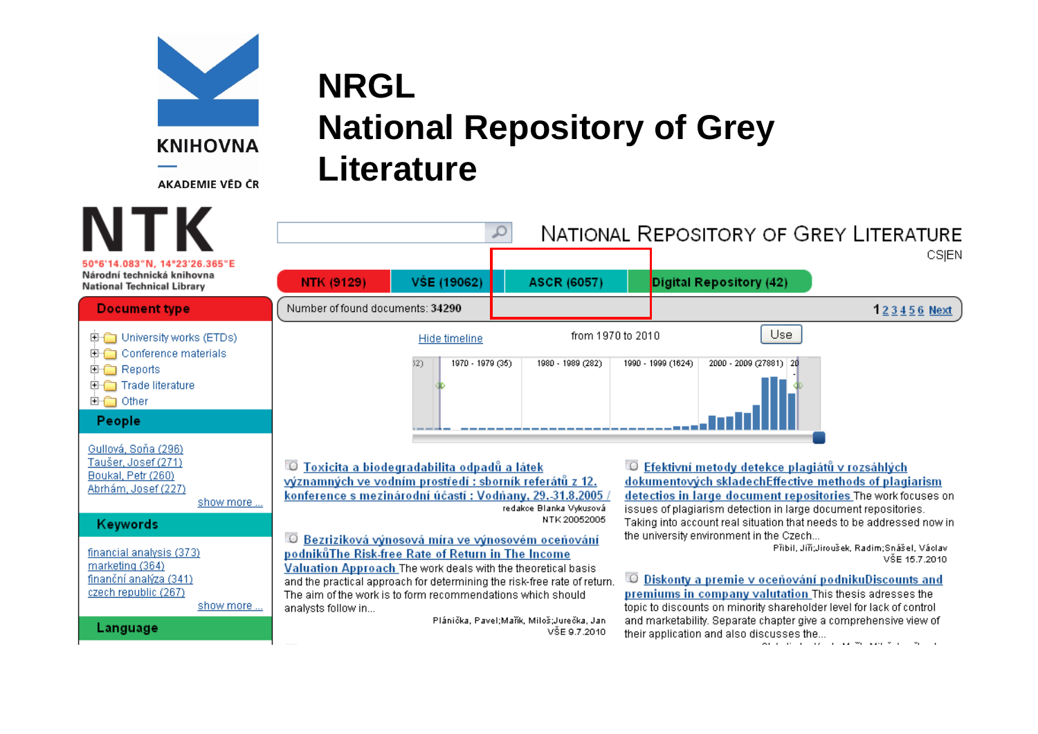KNIHOVNA

AKADEMIE VĚD ČR

# NRGL
# National Repository of Grey Literature

NTK

50°6'14.083"N, 14°23'26.365"E
Národní technická knihovna
National Technical Library

NATIONAL REPOSITORY OF GREY LITERATURE

CS|EN

NTK (9129) | VŠE (19062) | ASCR (6057) | Digital Repository (42)

Number of found documents: 34290

1 2 3 4 5 6 Next

## Document type

- University works (ETDs)
- Conference materials
- Reports
- Trade literature
- Other

## People

Gullová, Soňa (296)
Taušer, Josef (271)
Boukal, Petr (260)
Abrhám, Josef (227)
show more ...

## Keywords

financial analysis (373)
marketing (364)
finanční analýza (341)
czech republic (267)
show more ...

## Language

Hide timeline

from 1970 to 2010 Use

1970 - 1979 (35) | 1980 - 1989 (282) | 1990 - 1999 (1624) | 2000 - 2009 (27881)

**Toxicita a biodegradabilita odpadů a látek významných ve vodním prostředí : sborník referátů z 12. konference s mezinárodní účastí : Vodňany, 29.-31.8.2005 /** redakce Blanka Vykusová
NTK 20052005

**Bezriziková výnosová míra ve výnosovém oceňování podnikůThe Risk-free Rate of Return in The Income Valuation Approach** The work deals with the theoretical basis and the practical approach for determining the risk-free rate of return. The aim of the work is to form recommendations which should analysts follow in...
Plánička, Pavel;Mařík, Miloš;Jurečka, Jan
VŠE 9.7.2010

**Efektivní metody detekce plagiátů v rozsáhlých dokumentových skladechEffective methods of plagiarism detections in large document repositories** The work focuses on issues of plagiarism detection in large document repositories. Taking into account real situation that needs to be addressed now in the university environment in the Czech...
Přibil, Jiří;Jiroušek, Radim;Snášel, Václav
VŠE 15.7.2010

**Diskonty a premie v oceňování podnikuDiscounts and premiums in company valutation** This thesis adresses the topic to discounts on minority shareholder level for lack of control and marketability. Separate chapter give a comprehensive view of their application and also discusses the...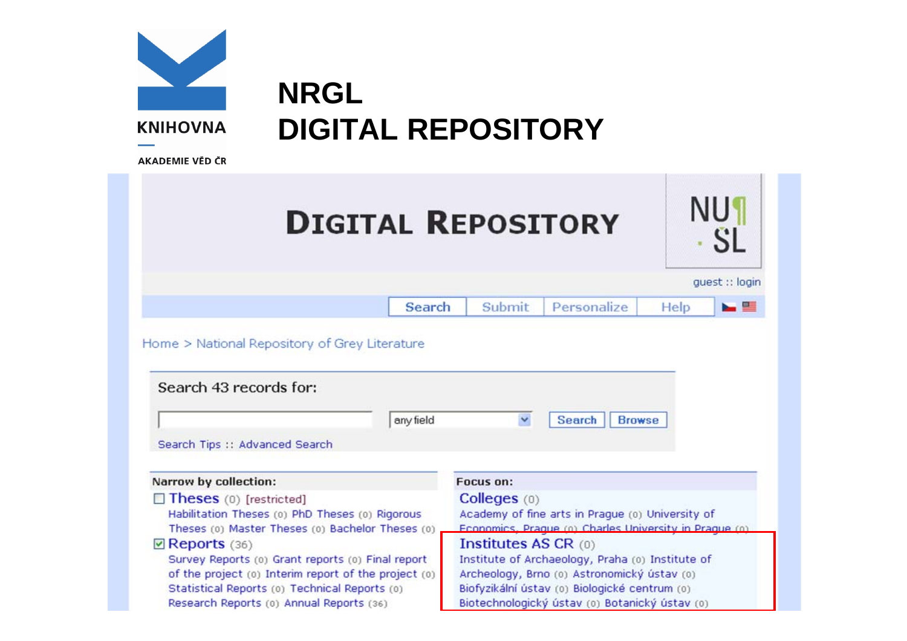KNIHOVNA

AKADEMIE VĚD ČR

# NRGL
# DIGITAL REPOSITORY

**DIGITAL REPOSITORY**

NU SL

guest :: login

Search | Submit | Personalize | Help

Home > National Repository of Grey Literature

Search 43 records for:

any field | Search | Browse

Search Tips :: Advanced Search

**Narrow by collection:**

- Theses (0) [restricted]
  Habilitation Theses (0) PhD Theses (0) Rigorous Theses (0) Master Theses (0) Bachelor Theses (0)
- Reports (36)
  Survey Reports (0) Grant reports (0) Final report of the project (0) Interim report of the project (0) Statistical Reports (0) Technical Reports (0) Research Reports (0) Annual Reports (36)

**Focus on:**

- Colleges (0)
  Academy of fine arts in Prague (0) University of Economics, Prague (0) Charles University in Prague (0)
- Institutes AS CR (0)
  Institute of Archaeology, Praha (0) Institute of Archeology, Brno (0) Astronomický ústav (0) Biofyzikální ústav (0) Biologické centrum (0) Biotechnologický ústav (0) Botanický ústav (0)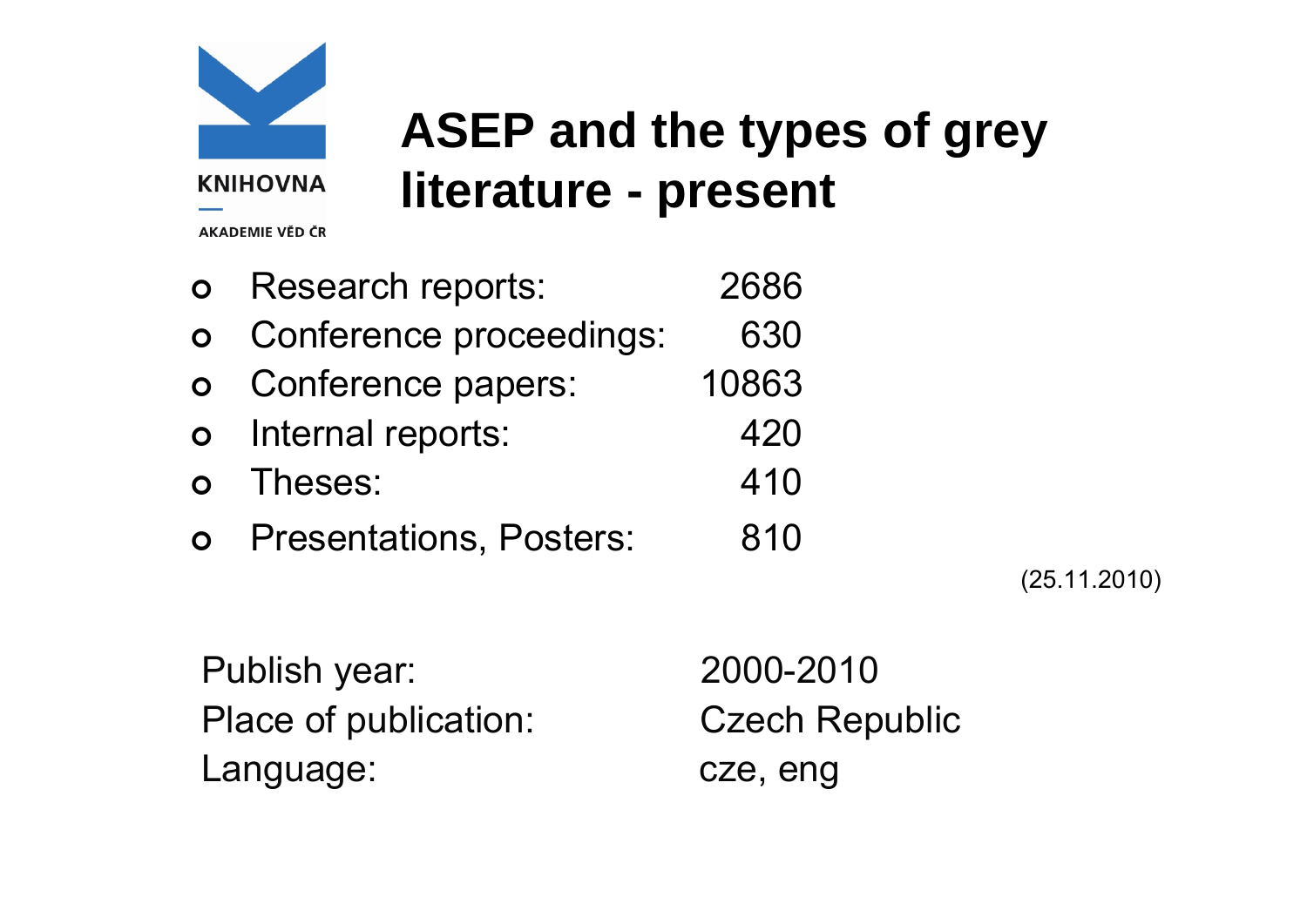KNIHOVNA

AKADEMIE VĚD ČR

# ASEP and the types of grey literature - present

- Research reports: 2686
- Conference proceedings: 630
- Conference papers: 10863
- Internal reports: 420
- Theses: 410
- Presentations, Posters: 810

(25.11.2010)

Publish year: 2000-2010
Place of publication: Czech Republic
Language: cze, eng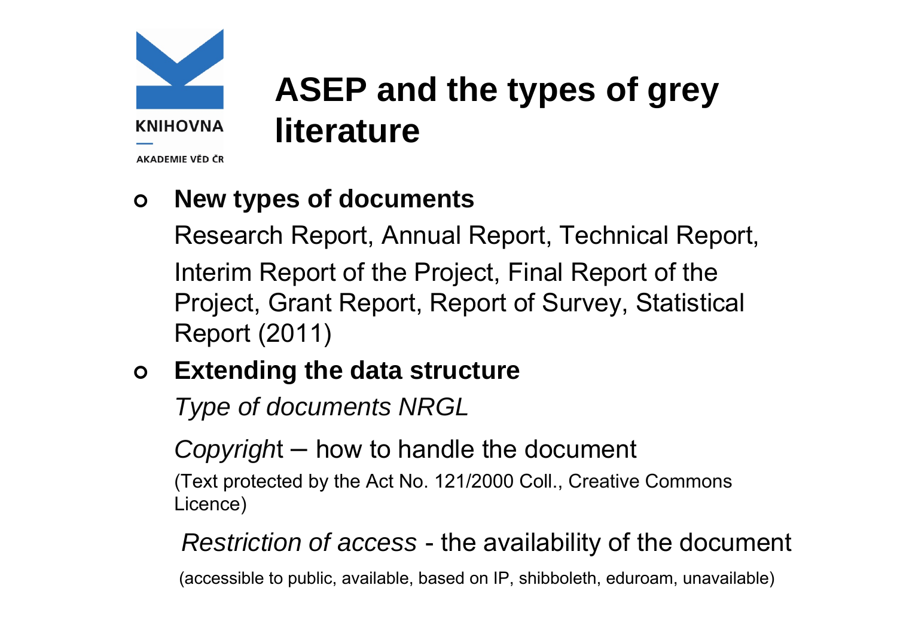KNIHOVNA

AKADEMIE VĚD ČR

# ASEP and the types of grey literature

- **New types of documents**

  Research Report, Annual Report, Technical Report, Interim Report of the Project, Final Report of the Project, Grant Report, Report of Survey, Statistical Report (2011)

- **Extending the data structure**

  *Type of documents NRGL*

  *Copyright* – how to handle the document

  (Text protected by the Act No. 121/2000 Coll., Creative Commons Licence)

  *Restriction of access* - the availability of the document

  (accessible to public, available, based on IP, shibboleth, eduroam, unavailable)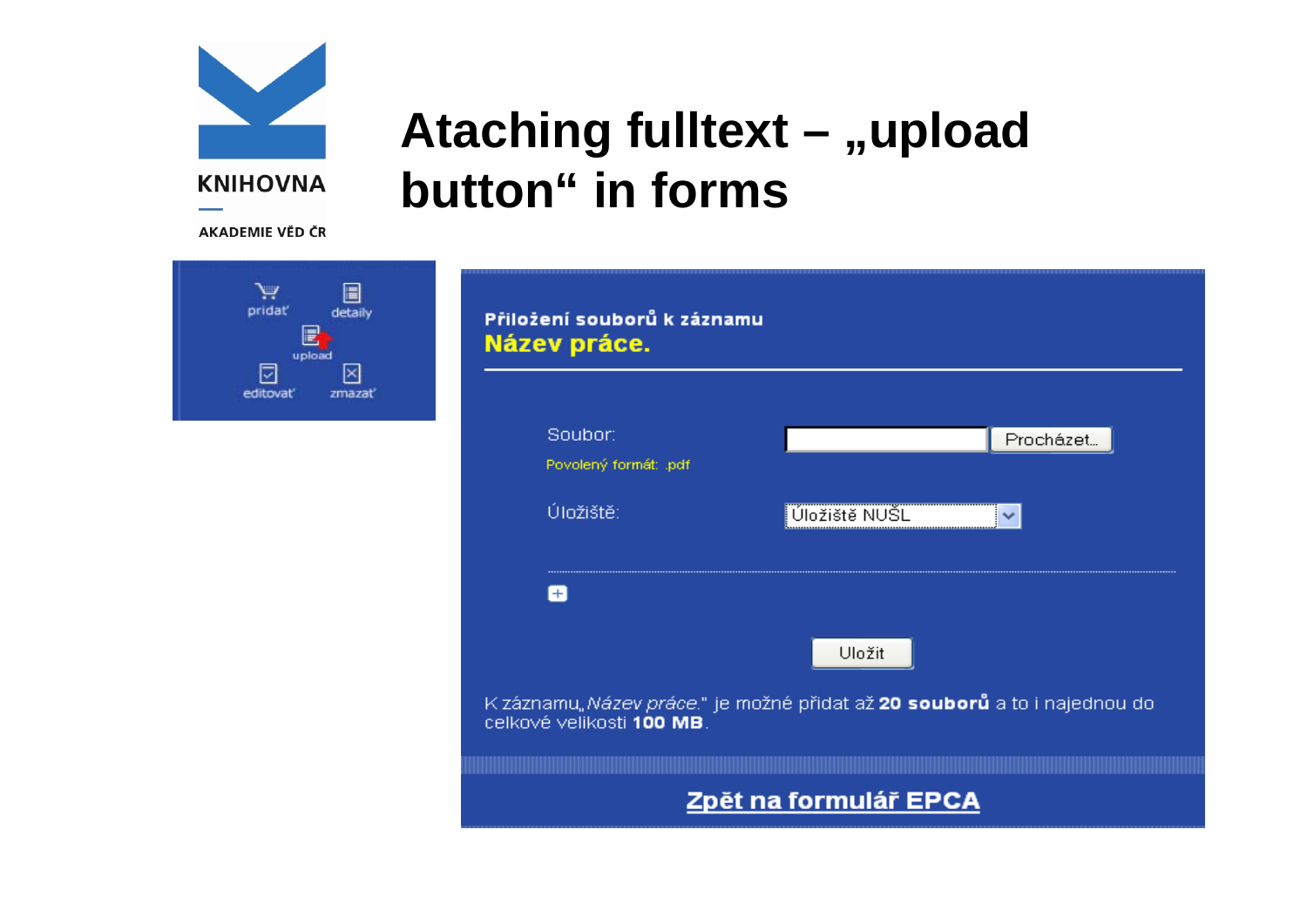# Ataching fulltext – „upload button“ in forms

pridať detaily
upload
editovať zmazať

**Přiložení souborů k záznamu**
**Název práce.**

Soubor: Procházet...
Povolený formát: .pdf

Úložiště: Úložiště NUŠL

Uložit

K záznamu„*Název práce*." je možné přidat až **20 souborů** a to i najednou do celkové velikosti **100 MB**.

**Zpět na formulář EPCA**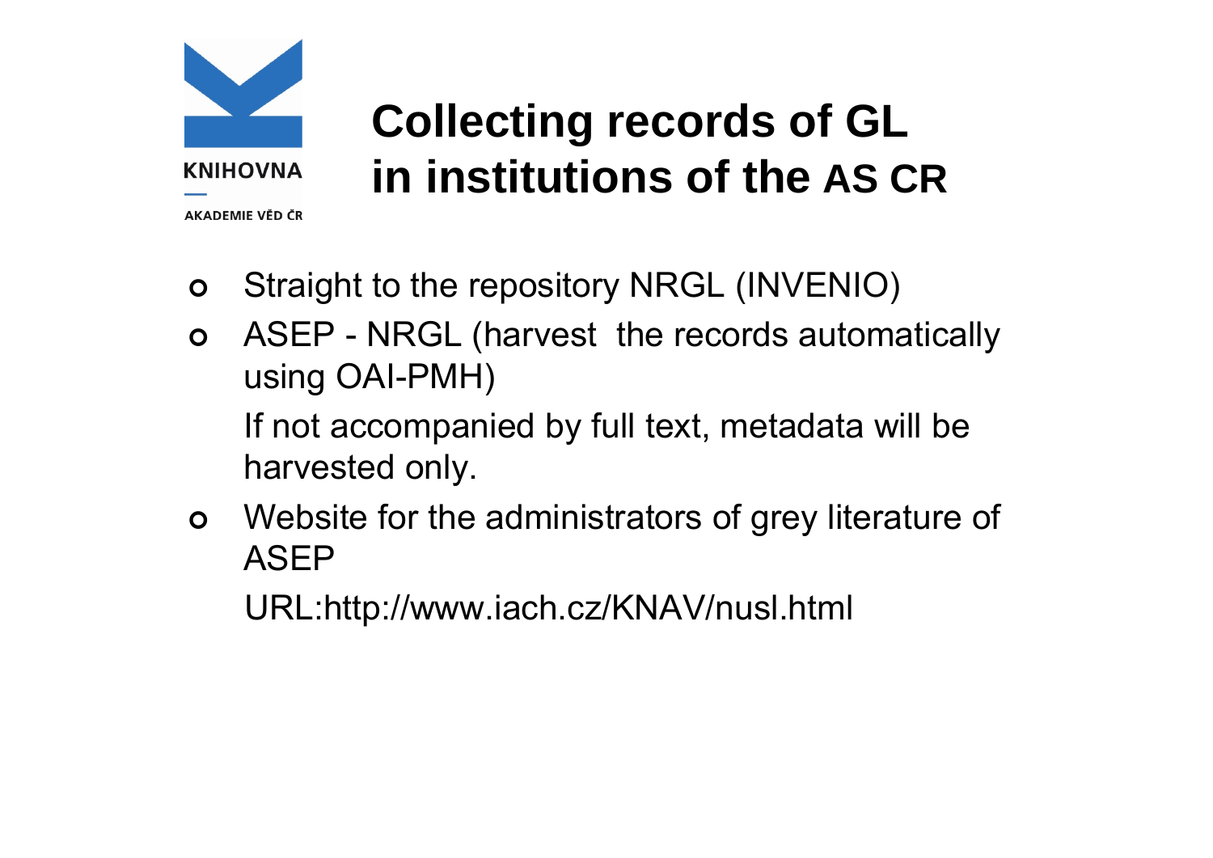KNIHOVNA

AKADEMIE VĚD ČR

# Collecting records of GL in institutions of the AS CR

- Straight to the repository NRGL (INVENIO)
- ASEP - NRGL (harvest the records automatically using OAI-PMH)

  If not accompanied by full text, metadata will be harvested only.
- Website for the administrators of grey literature of ASEP

  URL:http://www.iach.cz/KNAV/nusl.html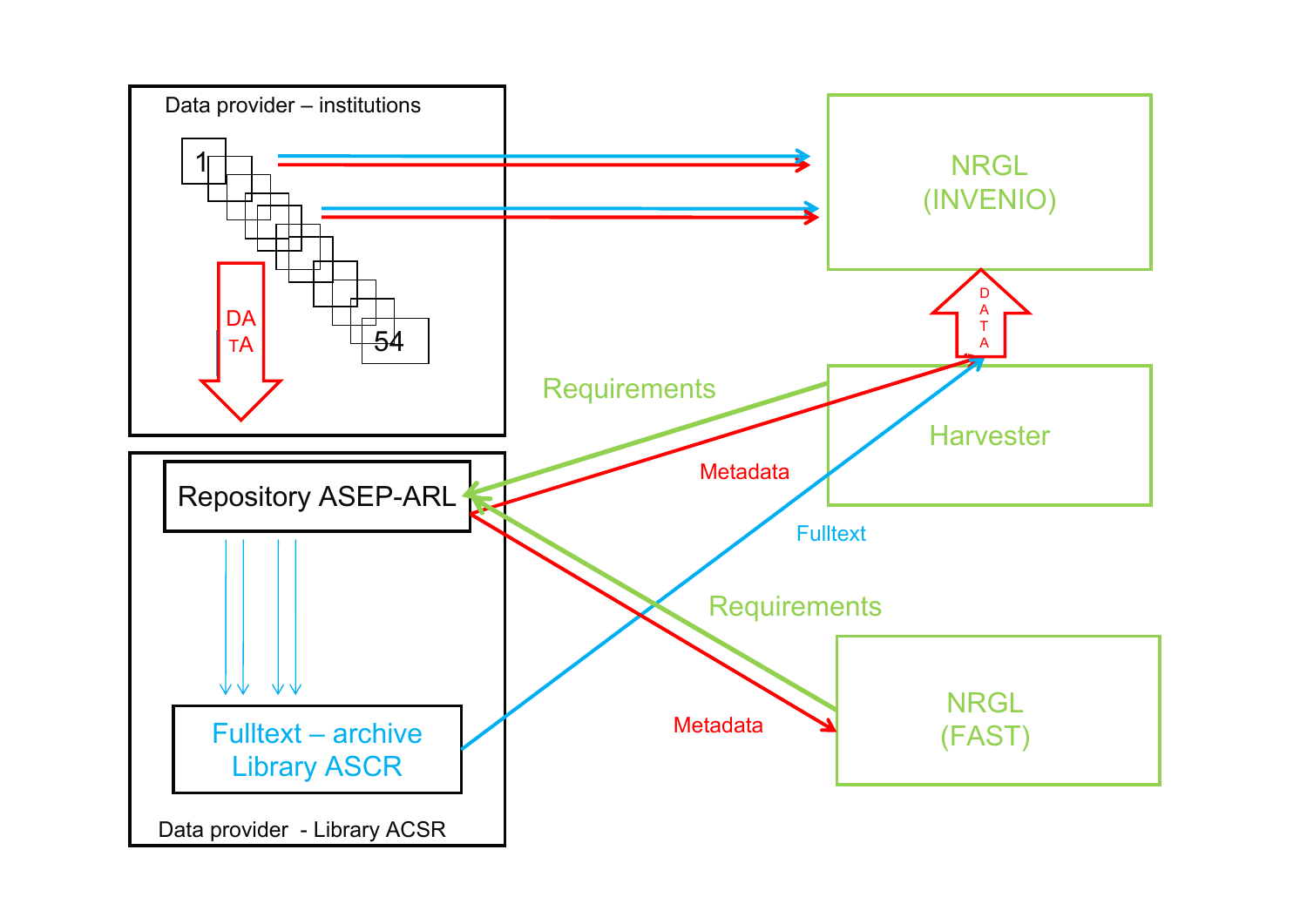Data provider – institutions

1

54

DATA

NRGL
(INVENIO)

DATA

Requirements

Harvester

Metadata

Repository ASEP-ARL

Fulltext

Requirements

Metadata

NRGL
(FAST)

Fulltext – archive
Library ASCR

Data provider - Library ACSR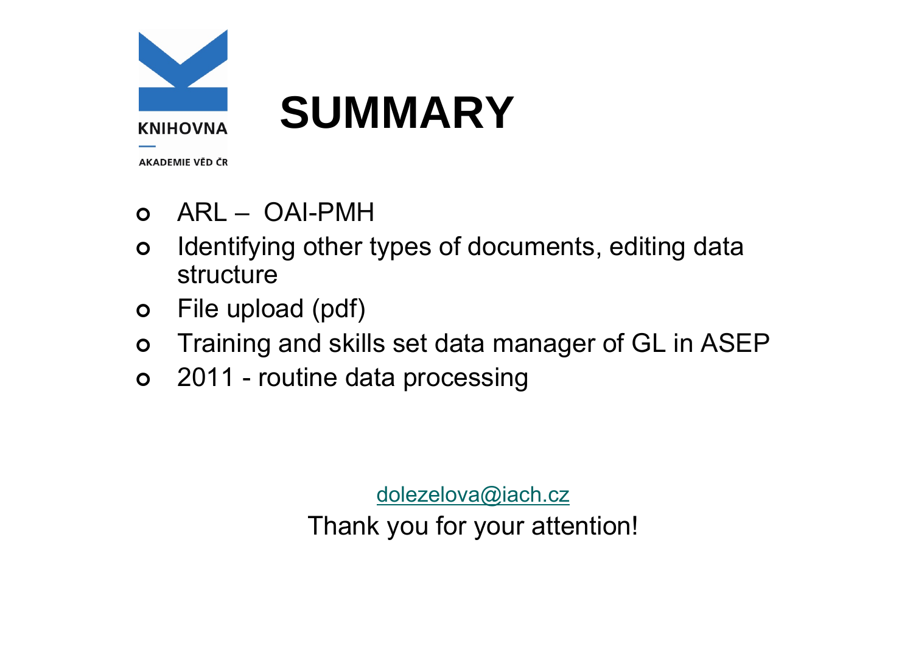KNIHOVNA

AKADEMIE VĚD ČR

# SUMMARY

- ARL – OAI-PMH
- Identifying other types of documents, editing data structure
- File upload (pdf)
- Training and skills set data manager of GL in ASEP
- 2011 - routine data processing

dolezelova@iach.cz

Thank you for your attention!